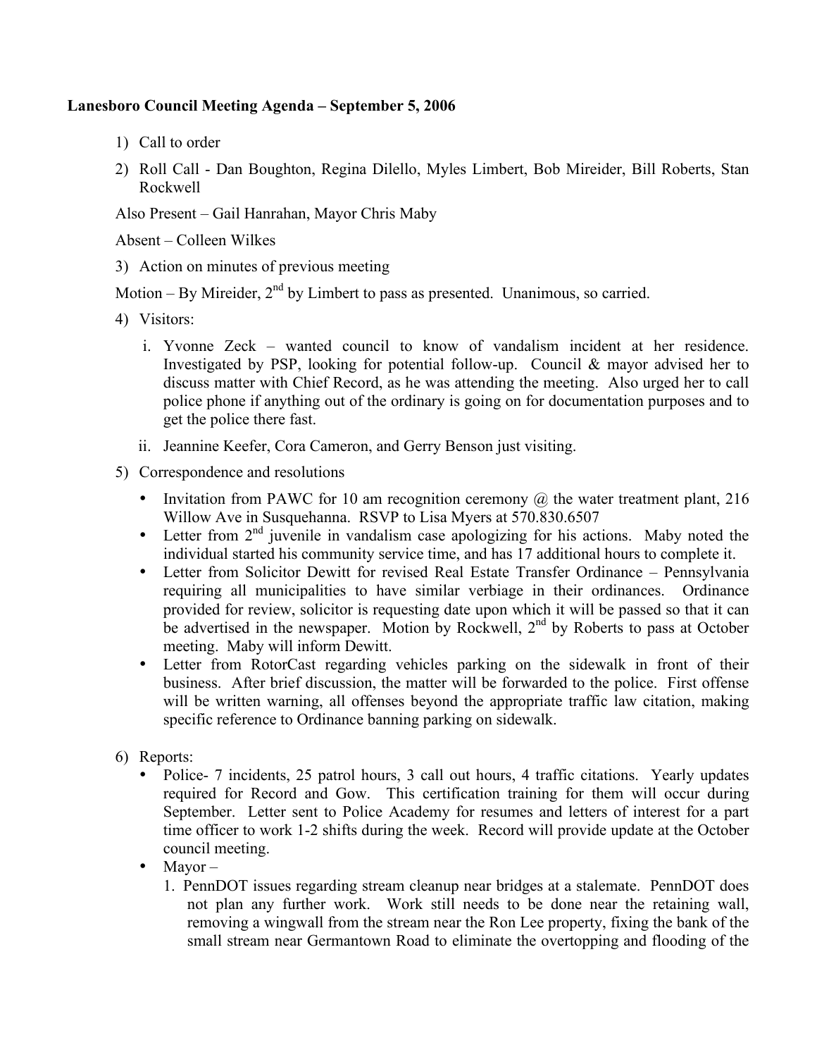**Lanesboro Council Meeting Agenda – September 5, 2006**

1) Call to order
2) Roll Call - Dan Boughton, Regina Dilello, Myles Limbert, Bob Mireider, Bill Roberts, Stan Rockwell

Also Present – Gail Hanrahan, Mayor Chris Maby

Absent – Colleen Wilkes

3) Action on minutes of previous meeting

Motion – By Mireider, 2nd by Limbert to pass as presented. Unanimous, so carried.

4) Visitors:

   i. Yvonne Zeck – wanted council to know of vandalism incident at her residence. Investigated by PSP, looking for potential follow-up. Council & mayor advised her to discuss matter with Chief Record, as he was attending the meeting. Also urged her to call police phone if anything out of the ordinary is going on for documentation purposes and to get the police there fast.

   ii. Jeannine Keefer, Cora Cameron, and Gerry Benson just visiting.

5) Correspondence and resolutions

   - Invitation from PAWC for 10 am recognition ceremony @ the water treatment plant, 216 Willow Ave in Susquehanna. RSVP to Lisa Myers at 570.830.6507
   - Letter from 2nd juvenile in vandalism case apologizing for his actions. Maby noted the individual started his community service time, and has 17 additional hours to complete it.
   - Letter from Solicitor Dewitt for revised Real Estate Transfer Ordinance – Pennsylvania requiring all municipalities to have similar verbiage in their ordinances. Ordinance provided for review, solicitor is requesting date upon which it will be passed so that it can be advertised in the newspaper. Motion by Rockwell, 2nd by Roberts to pass at October meeting. Maby will inform Dewitt.
   - Letter from RotorCast regarding vehicles parking on the sidewalk in front of their business. After brief discussion, the matter will be forwarded to the police. First offense will be written warning, all offenses beyond the appropriate traffic law citation, making specific reference to Ordinance banning parking on sidewalk.

6) Reports:

   - Police- 7 incidents, 25 patrol hours, 3 call out hours, 4 traffic citations. Yearly updates required for Record and Gow. This certification training for them will occur during September. Letter sent to Police Academy for resumes and letters of interest for a part time officer to work 1-2 shifts during the week. Record will provide update at the October council meeting.
   - Mayor –
     1. PennDOT issues regarding stream cleanup near bridges at a stalemate. PennDOT does not plan any further work. Work still needs to be done near the retaining wall, removing a wingwall from the stream near the Ron Lee property, fixing the bank of the small stream near Germantown Road to eliminate the overtopping and flooding of the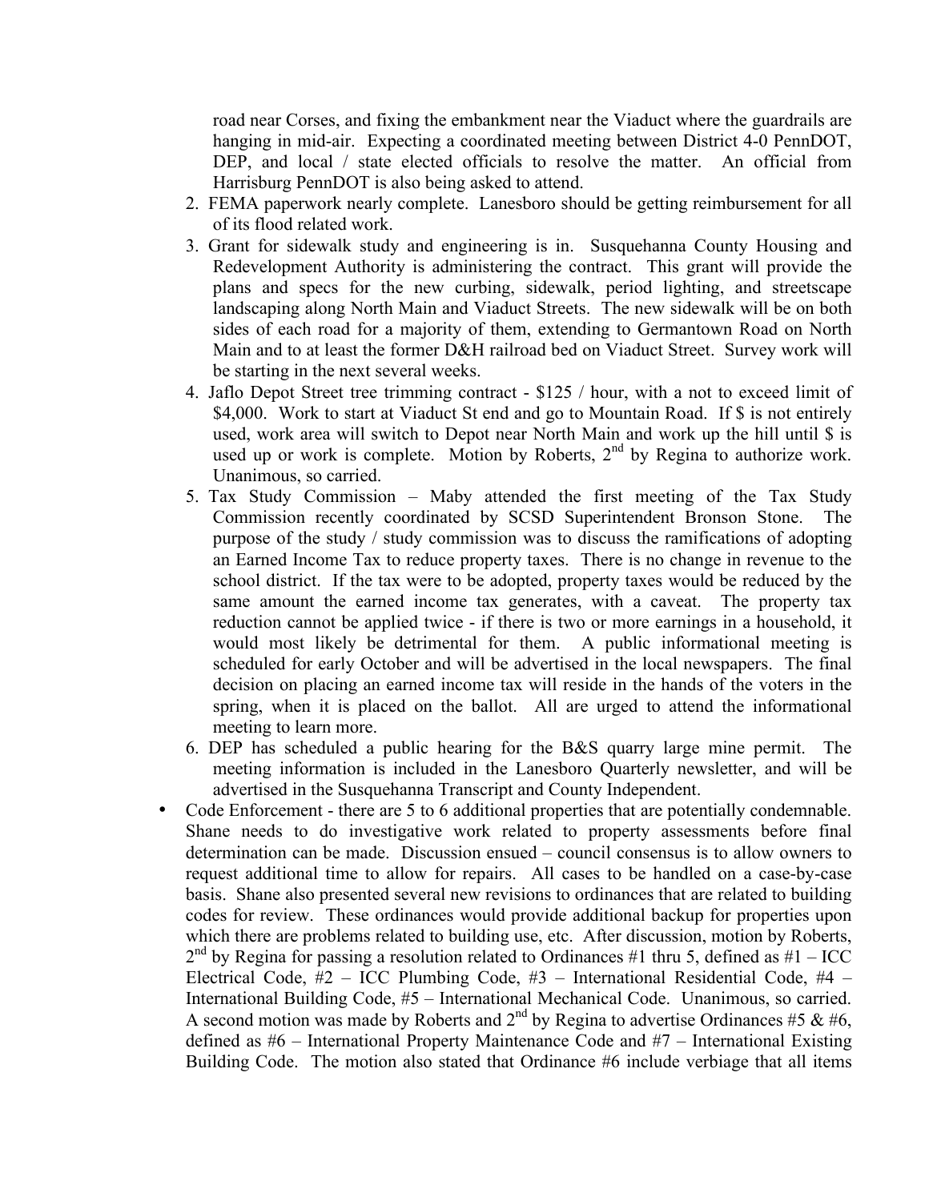road near Corses, and fixing the embankment near the Viaduct where the guardrails are hanging in mid-air. Expecting a coordinated meeting between District 4-0 PennDOT, DEP, and local / state elected officials to resolve the matter. An official from Harrisburg PennDOT is also being asked to attend.

2. FEMA paperwork nearly complete. Lanesboro should be getting reimbursement for all of its flood related work.
3. Grant for sidewalk study and engineering is in. Susquehanna County Housing and Redevelopment Authority is administering the contract. This grant will provide the plans and specs for the new curbing, sidewalk, period lighting, and streetscape landscaping along North Main and Viaduct Streets. The new sidewalk will be on both sides of each road for a majority of them, extending to Germantown Road on North Main and to at least the former D&H railroad bed on Viaduct Street. Survey work will be starting in the next several weeks.
4. Jaflo Depot Street tree trimming contract - $125 / hour, with a not to exceed limit of $4,000. Work to start at Viaduct St end and go to Mountain Road. If $ is not entirely used, work area will switch to Depot near North Main and work up the hill until $ is used up or work is complete. Motion by Roberts, 2nd by Regina to authorize work. Unanimous, so carried.
5. Tax Study Commission – Maby attended the first meeting of the Tax Study Commission recently coordinated by SCSD Superintendent Bronson Stone. The purpose of the study / study commission was to discuss the ramifications of adopting an Earned Income Tax to reduce property taxes. There is no change in revenue to the school district. If the tax were to be adopted, property taxes would be reduced by the same amount the earned income tax generates, with a caveat. The property tax reduction cannot be applied twice - if there is two or more earnings in a household, it would most likely be detrimental for them. A public informational meeting is scheduled for early October and will be advertised in the local newspapers. The final decision on placing an earned income tax will reside in the hands of the voters in the spring, when it is placed on the ballot. All are urged to attend the informational meeting to learn more.
6. DEP has scheduled a public hearing for the B&S quarry large mine permit. The meeting information is included in the Lanesboro Quarterly newsletter, and will be advertised in the Susquehanna Transcript and County Independent.

- Code Enforcement - there are 5 to 6 additional properties that are potentially condemnable. Shane needs to do investigative work related to property assessments before final determination can be made. Discussion ensued – council consensus is to allow owners to request additional time to allow for repairs. All cases to be handled on a case-by-case basis. Shane also presented several new revisions to ordinances that are related to building codes for review. These ordinances would provide additional backup for properties upon which there are problems related to building use, etc. After discussion, motion by Roberts, 2nd by Regina for passing a resolution related to Ordinances #1 thru 5, defined as #1 – ICC Electrical Code, #2 – ICC Plumbing Code, #3 – International Residential Code, #4 – International Building Code, #5 – International Mechanical Code. Unanimous, so carried. A second motion was made by Roberts and 2nd by Regina to advertise Ordinances #5 & #6, defined as #6 – International Property Maintenance Code and #7 – International Existing Building Code. The motion also stated that Ordinance #6 include verbiage that all items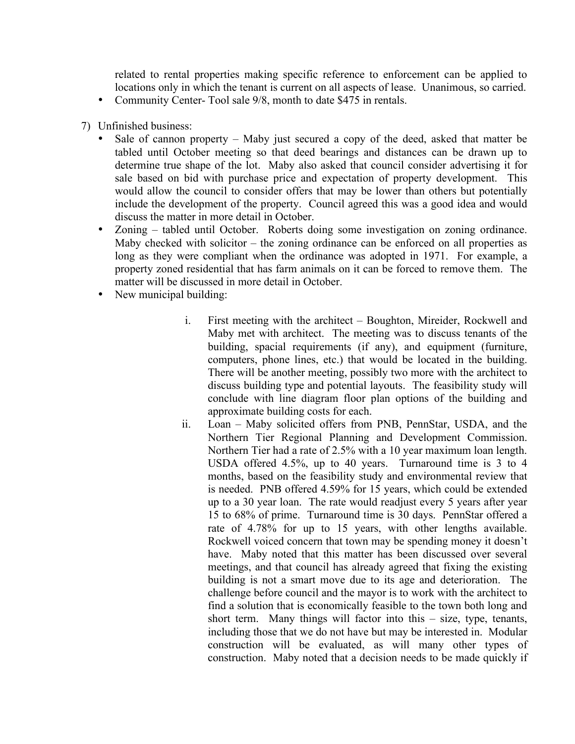related to rental properties making specific reference to enforcement can be applied to locations only in which the tenant is current on all aspects of lease. Unanimous, so carried.

- Community Center- Tool sale 9/8, month to date $475 in rentals.

7) Unfinished business:
   - Sale of cannon property – Maby just secured a copy of the deed, asked that matter be tabled until October meeting so that deed bearings and distances can be drawn up to determine true shape of the lot. Maby also asked that council consider advertising it for sale based on bid with purchase price and expectation of property development. This would allow the council to consider offers that may be lower than others but potentially include the development of the property. Council agreed this was a good idea and would discuss the matter in more detail in October.
   - Zoning – tabled until October. Roberts doing some investigation on zoning ordinance. Maby checked with solicitor – the zoning ordinance can be enforced on all properties as long as they were compliant when the ordinance was adopted in 1971. For example, a property zoned residential that has farm animals on it can be forced to remove them. The matter will be discussed in more detail in October.
   - New municipal building:

      i. First meeting with the architect – Boughton, Mireider, Rockwell and Maby met with architect. The meeting was to discuss tenants of the building, spacial requirements (if any), and equipment (furniture, computers, phone lines, etc.) that would be located in the building. There will be another meeting, possibly two more with the architect to discuss building type and potential layouts. The feasibility study will conclude with line diagram floor plan options of the building and approximate building costs for each.

      ii. Loan – Maby solicited offers from PNB, PennStar, USDA, and the Northern Tier Regional Planning and Development Commission. Northern Tier had a rate of 2.5% with a 10 year maximum loan length. USDA offered 4.5%, up to 40 years. Turnaround time is 3 to 4 months, based on the feasibility study and environmental review that is needed. PNB offered 4.59% for 15 years, which could be extended up to a 30 year loan. The rate would readjust every 5 years after year 15 to 68% of prime. Turnaround time is 30 days. PennStar offered a rate of 4.78% for up to 15 years, with other lengths available. Rockwell voiced concern that town may be spending money it doesn't have. Maby noted that this matter has been discussed over several meetings, and that council has already agreed that fixing the existing building is not a smart move due to its age and deterioration. The challenge before council and the mayor is to work with the architect to find a solution that is economically feasible to the town both long and short term. Many things will factor into this – size, type, tenants, including those that we do not have but may be interested in. Modular construction will be evaluated, as will many other types of construction. Maby noted that a decision needs to be made quickly if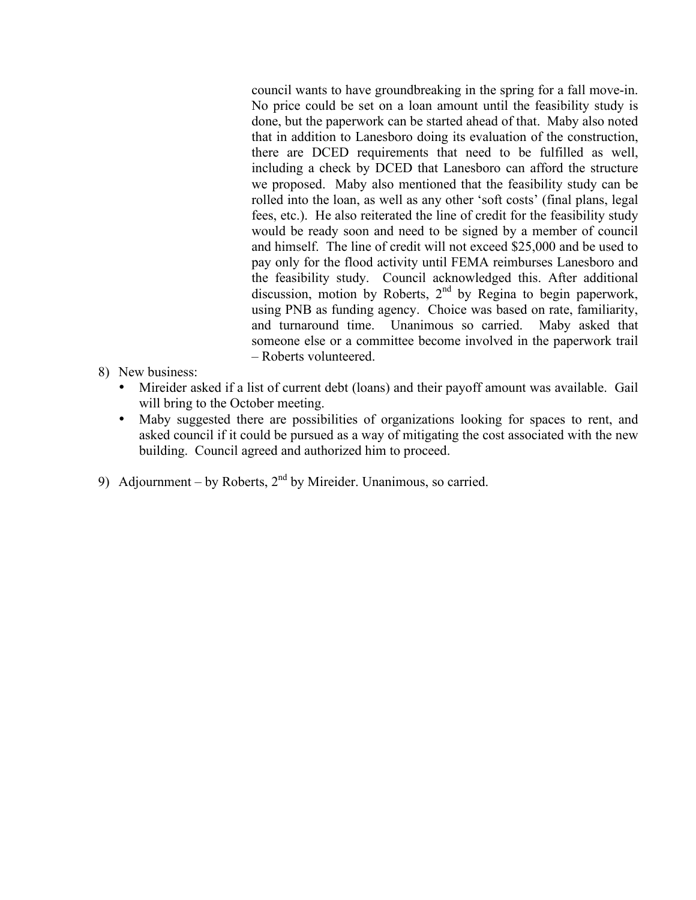council wants to have groundbreaking in the spring for a fall move-in. No price could be set on a loan amount until the feasibility study is done, but the paperwork can be started ahead of that. Maby also noted that in addition to Lanesboro doing its evaluation of the construction, there are DCED requirements that need to be fulfilled as well, including a check by DCED that Lanesboro can afford the structure we proposed. Maby also mentioned that the feasibility study can be rolled into the loan, as well as any other 'soft costs' (final plans, legal fees, etc.). He also reiterated the line of credit for the feasibility study would be ready soon and need to be signed by a member of council and himself. The line of credit will not exceed $25,000 and be used to pay only for the flood activity until FEMA reimburses Lanesboro and the feasibility study. Council acknowledged this. After additional discussion, motion by Roberts, 2nd by Regina to begin paperwork, using PNB as funding agency. Choice was based on rate, familiarity, and turnaround time. Unanimous so carried. Maby asked that someone else or a committee become involved in the paperwork trail – Roberts volunteered.

8) New business:
   - Mireider asked if a list of current debt (loans) and their payoff amount was available. Gail will bring to the October meeting.
   - Maby suggested there are possibilities of organizations looking for spaces to rent, and asked council if it could be pursued as a way of mitigating the cost associated with the new building. Council agreed and authorized him to proceed.

9) Adjournment – by Roberts, 2nd by Mireider. Unanimous, so carried.